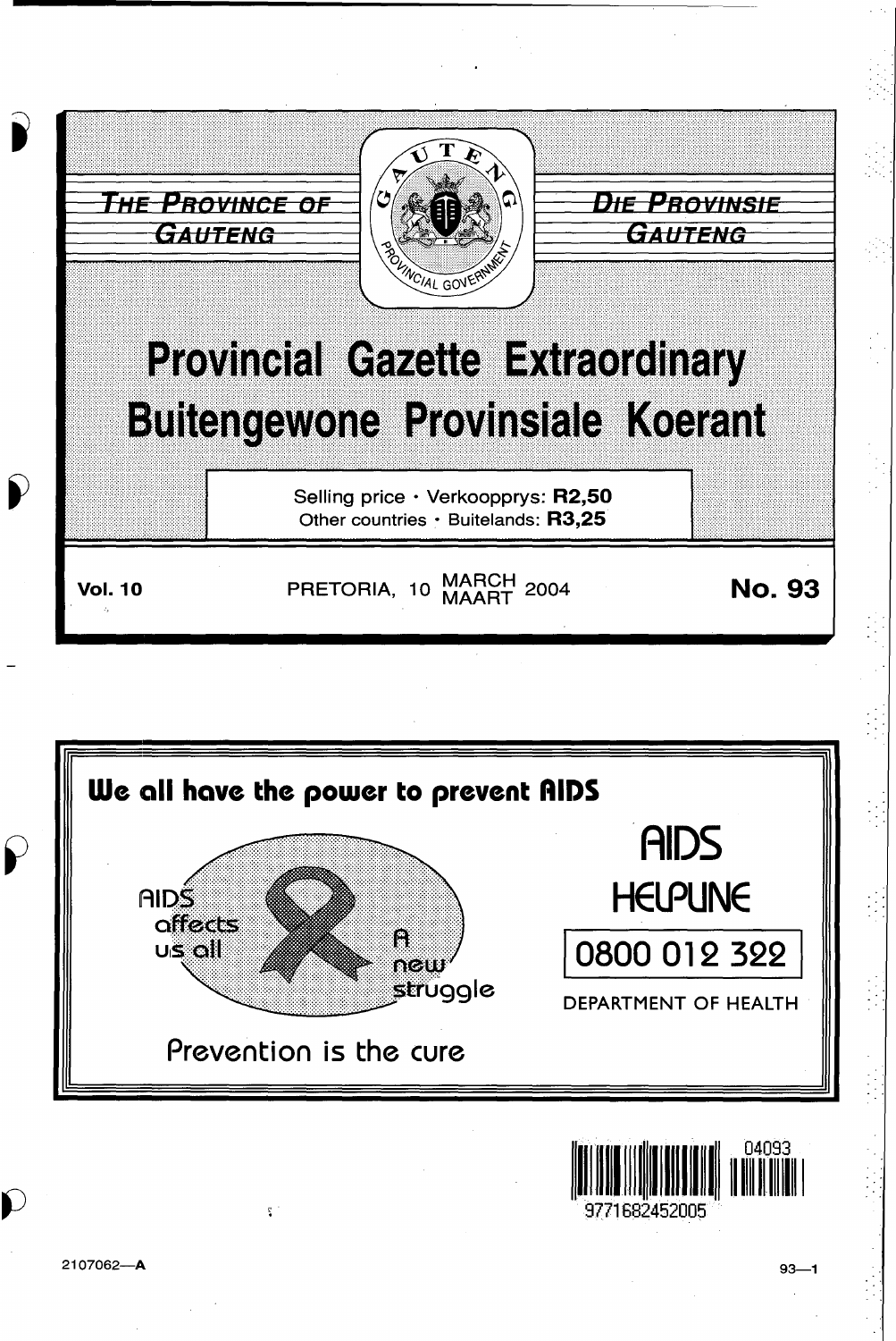THE PROVINCE OF GAUTENG

DIE PROVINSIE GAUTENG

# Provincial Gazette Extraordinary

# Buitengewone Provinsiale Koerant

Selling price · Verkoopprys: **R2,50**
Other countries · Buitelands: **R3,25**

**Vol. 10** PRETORIA, 10 MARCH MAART 2004 **No. 93**

**We all have the power to prevent AIDS**

AIDS affects us all

A new struggle

Prevention is the cure

AIDS HELPLINE

0800 012 322

DEPARTMENT OF HEALTH

2107062—A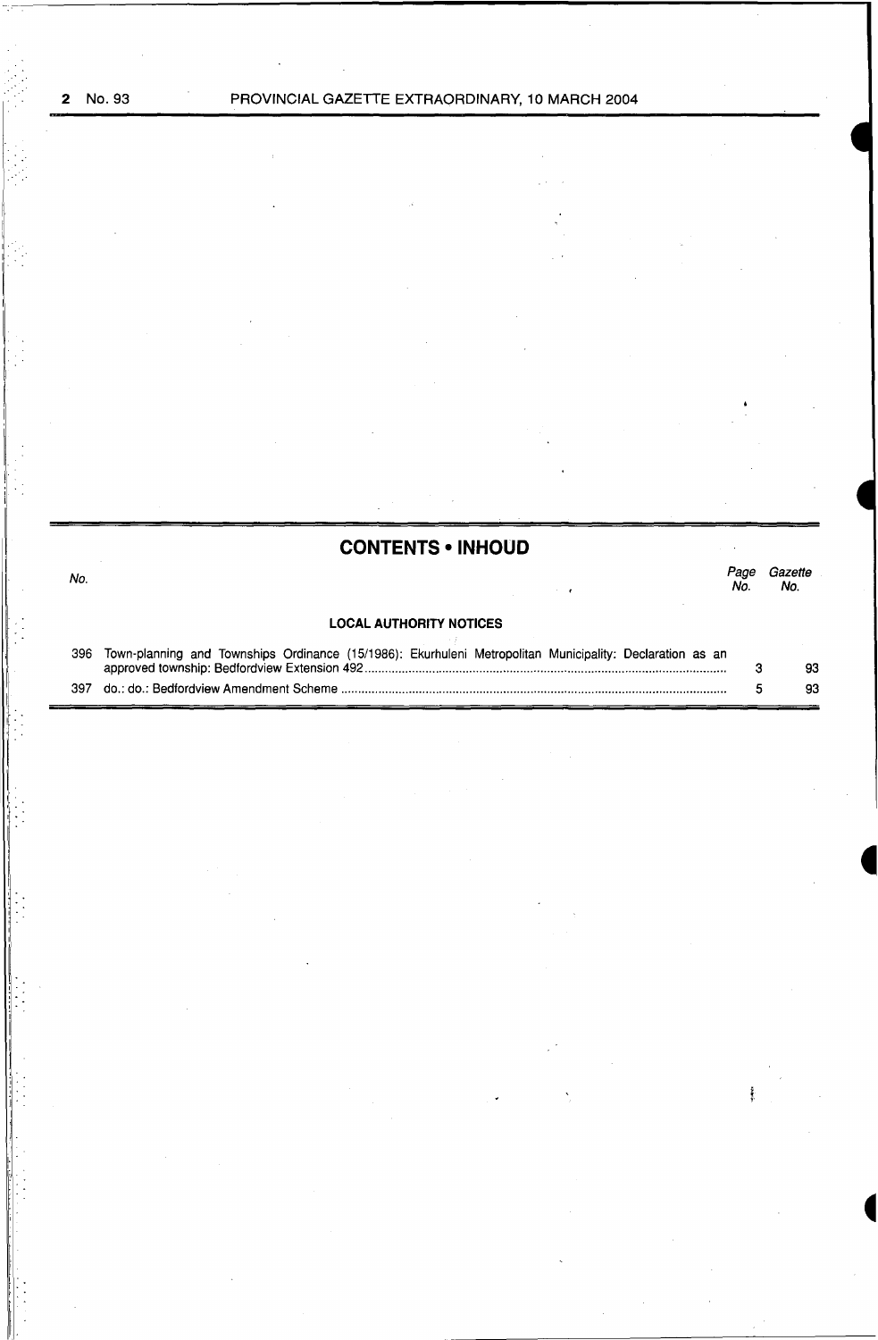## CONTENTS • INHOUD

| No. | | Page No. | Gazette No. |
|---|---|---|---|
| | **LOCAL AUTHORITY NOTICES** | | |
| 396 | Town-planning and Townships Ordinance (15/1986): Ekurhuleni Metropolitan Municipality: Declaration as an approved township: Bedfordview Extension 492 | 3 | 93 |
| 397 | do.: do.: Bedfordview Amendment Scheme | 5 | 93 |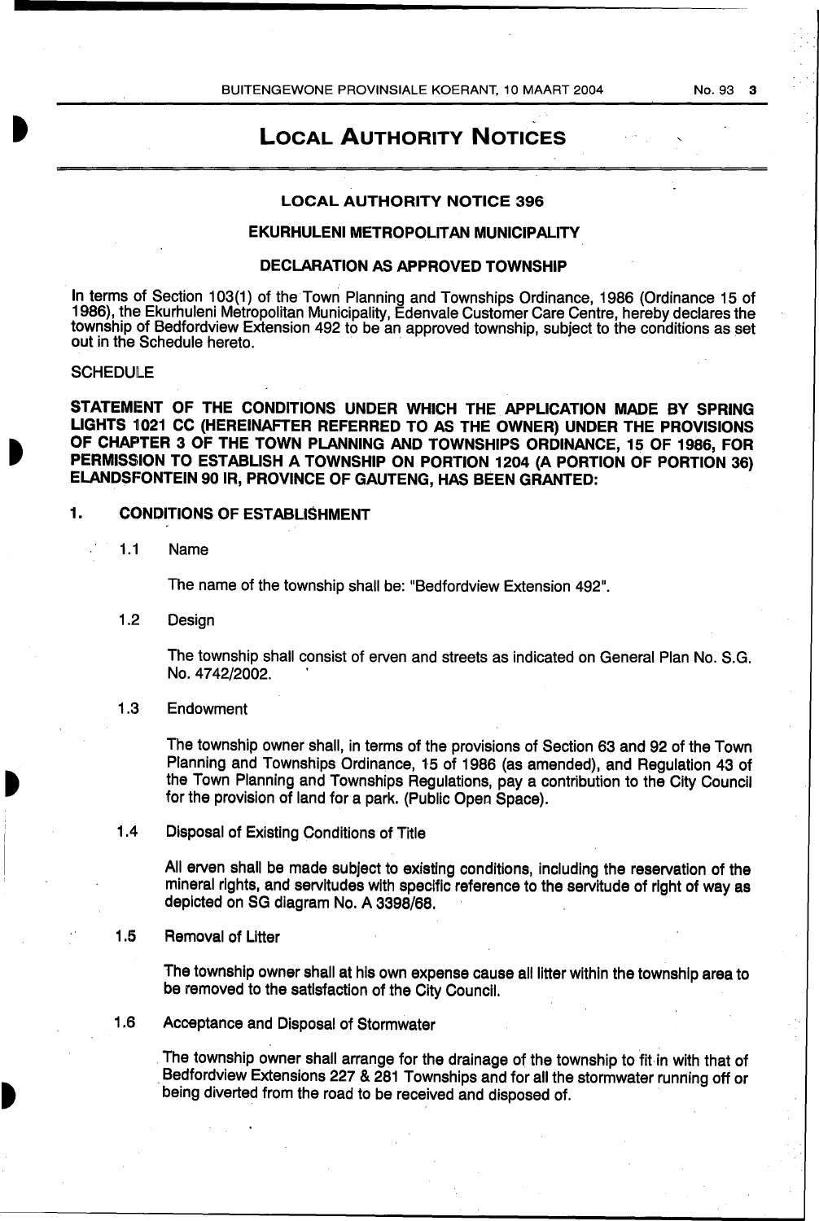# LOCAL AUTHORITY NOTICES

## LOCAL AUTHORITY NOTICE 396

### EKURHULENI METROPOLITAN MUNICIPALITY

### DECLARATION AS APPROVED TOWNSHIP

In terms of Section 103(1) of the Town Planning and Townships Ordinance, 1986 (Ordinance 15 of 1986), the Ekurhuleni Metropolitan Municipality, Edenvale Customer Care Centre, hereby declares the township of Bedfordview Extension 492 to be an approved township, subject to the conditions as set out in the Schedule hereto.

SCHEDULE

**STATEMENT OF THE CONDITIONS UNDER WHICH THE APPLICATION MADE BY SPRING LIGHTS 1021 CC (HEREINAFTER REFERRED TO AS THE OWNER) UNDER THE PROVISIONS OF CHAPTER 3 OF THE TOWN PLANNING AND TOWNSHIPS ORDINANCE, 15 OF 1986, FOR PERMISSION TO ESTABLISH A TOWNSHIP ON PORTION 1204 (A PORTION OF PORTION 36) ELANDSFONTEIN 90 IR, PROVINCE OF GAUTENG, HAS BEEN GRANTED:**

**1. CONDITIONS OF ESTABLISHMENT**

1.1 Name

The name of the township shall be: "Bedfordview Extension 492".

1.2 Design

The township shall consist of erven and streets as indicated on General Plan No. S.G. No. 4742/2002.

1.3 Endowment

The township owner shall, in terms of the provisions of Section 63 and 92 of the Town Planning and Townships Ordinance, 15 of 1986 (as amended), and Regulation 43 of the Town Planning and Townships Regulations, pay a contribution to the City Council for the provision of land for a park. (Public Open Space).

1.4 Disposal of Existing Conditions of Title

All erven shall be made subject to existing conditions, including the reservation of the mineral rights, and servitudes with specific reference to the servitude of right of way as depicted on SG diagram No. A 3398/68.

1.5 Removal of Litter

The township owner shall at his own expense cause all litter within the township area to be removed to the satisfaction of the City Council.

1.6 Acceptance and Disposal of Stormwater

The township owner shall arrange for the drainage of the township to fit in with that of Bedfordview Extensions 227 & 281 Townships and for all the stormwater running off or being diverted from the road to be received and disposed of.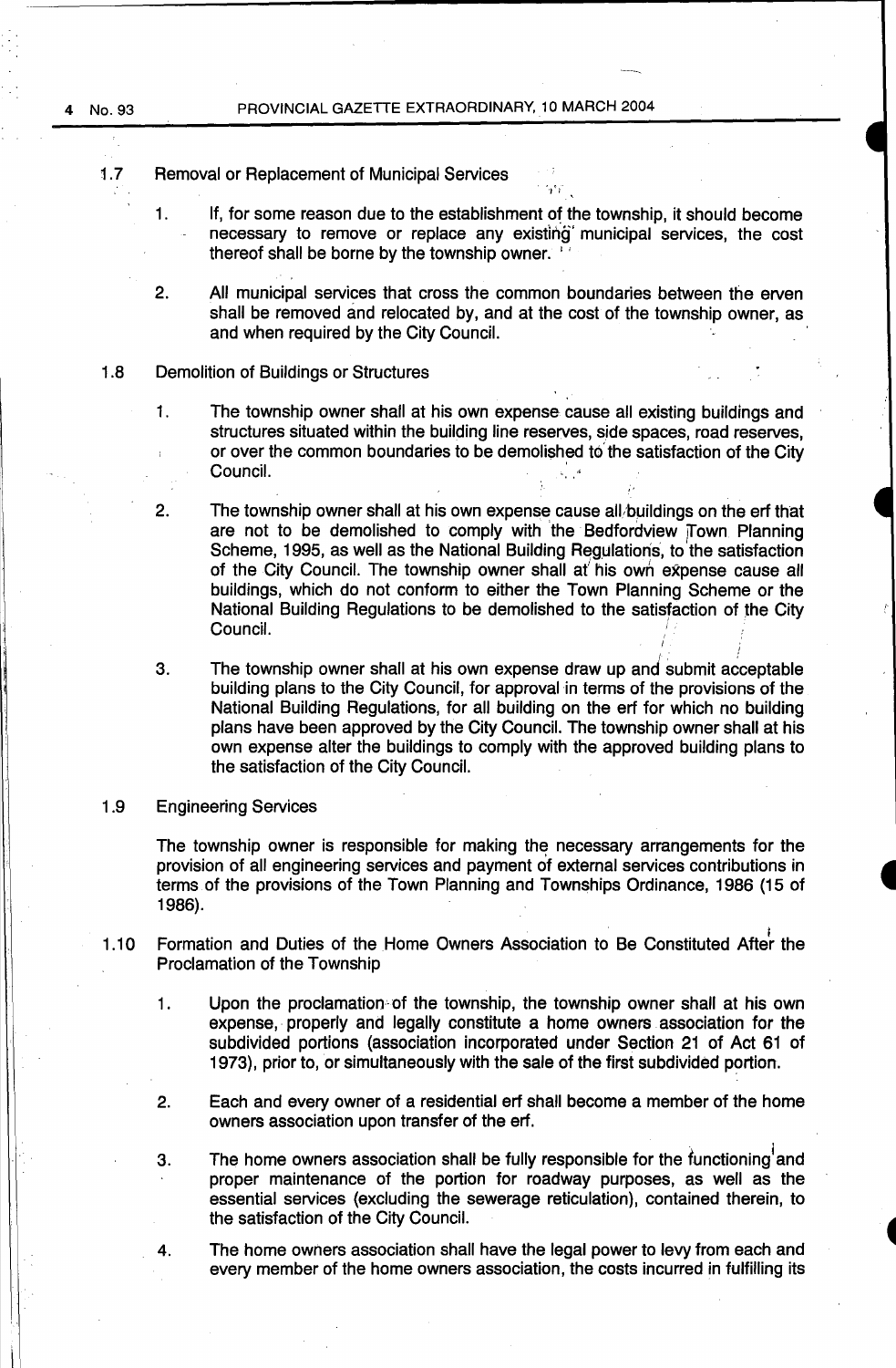1.7 Removal or Replacement of Municipal Services

1. If, for some reason due to the establishment of the township, it should become necessary to remove or replace any existing municipal services, the cost thereof shall be borne by the township owner.

2. All municipal services that cross the common boundaries between the erven shall be removed and relocated by, and at the cost of the township owner, as and when required by the City Council.

1.8 Demolition of Buildings or Structures

1. The township owner shall at his own expense cause all existing buildings and structures situated within the building line reserves, side spaces, road reserves, or over the common boundaries to be demolished to the satisfaction of the City Council.

2. The township owner shall at his own expense cause all buildings on the erf that are not to be demolished to comply with the Bedfordview Town Planning Scheme, 1995, as well as the National Building Regulations, to the satisfaction of the City Council. The township owner shall at his own expense cause all buildings, which do not conform to either the Town Planning Scheme or the National Building Regulations to be demolished to the satisfaction of the City Council.

3. The township owner shall at his own expense draw up and submit acceptable building plans to the City Council, for approval in terms of the provisions of the National Building Regulations, for all building on the erf for which no building plans have been approved by the City Council. The township owner shall at his own expense alter the buildings to comply with the approved building plans to the satisfaction of the City Council.

1.9 Engineering Services

The township owner is responsible for making the necessary arrangements for the provision of all engineering services and payment of external services contributions in terms of the provisions of the Town Planning and Townships Ordinance, 1986 (15 of 1986).

1.10 Formation and Duties of the Home Owners Association to Be Constituted After the Proclamation of the Township

1. Upon the proclamation of the township, the township owner shall at his own expense, properly and legally constitute a home owners association for the subdivided portions (association incorporated under Section 21 of Act 61 of 1973), prior to, or simultaneously with the sale of the first subdivided portion.

2. Each and every owner of a residential erf shall become a member of the home owners association upon transfer of the erf.

3. The home owners association shall be fully responsible for the functioning and proper maintenance of the portion for roadway purposes, as well as the essential services (excluding the sewerage reticulation), contained therein, to the satisfaction of the City Council.

4. The home owners association shall have the legal power to levy from each and every member of the home owners association, the costs incurred in fulfilling its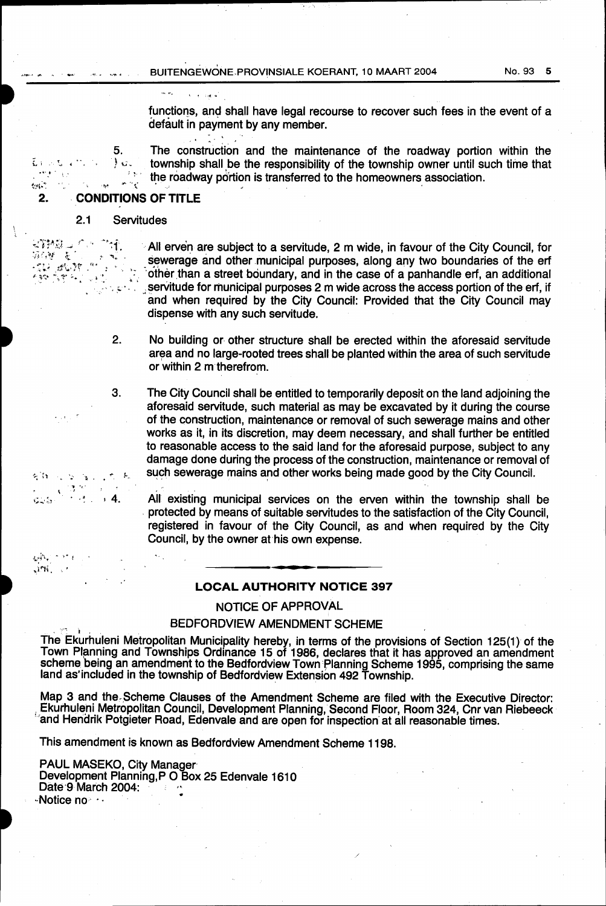functions, and shall have legal recourse to recover such fees in the event of a default in payment by any member.

5. The construction and the maintenance of the roadway portion within the township shall be the responsibility of the township owner until such time that the roadway portion is transferred to the homeowners association.

## 2. CONDITIONS OF TITLE

### 2.1 Servitudes

1. All erven are subject to a servitude, 2 m wide, in favour of the City Council, for sewerage and other municipal purposes, along any two boundaries of the erf other than a street boundary, and in the case of a panhandle erf, an additional servitude for municipal purposes 2 m wide across the access portion of the erf, if and when required by the City Council: Provided that the City Council may dispense with any such servitude.

2. No building or other structure shall be erected within the aforesaid servitude area and no large-rooted trees shall be planted within the area of such servitude or within 2 m therefrom.

3. The City Council shall be entitled to temporarily deposit on the land adjoining the aforesaid servitude, such material as may be excavated by it during the course of the construction, maintenance or removal of such sewerage mains and other works as it, in its discretion, may deem necessary, and shall further be entitled to reasonable access to the said land for the aforesaid purpose, subject to any damage done during the process of the construction, maintenance or removal of such sewerage mains and other works being made good by the City Council.

4. All existing municipal services on the erven within the township shall be protected by means of suitable servitudes to the satisfaction of the City Council, registered in favour of the City Council, as and when required by the City Council, by the owner at his own expense.

---

## LOCAL AUTHORITY NOTICE 397

NOTICE OF APPROVAL

BEDFORDVIEW AMENDMENT SCHEME

The Ekurhuleni Metropolitan Municipality hereby, in terms of the provisions of Section 125(1) of the Town Planning and Townships Ordinance 15 of 1986, declares that it has approved an amendment scheme being an amendment to the Bedfordview Town Planning Scheme 1995, comprising the same land as included in the township of Bedfordview Extension 492 Township.

Map 3 and the Scheme Clauses of the Amendment Scheme are filed with the Executive Director: Ekurhuleni Metropolitan Council, Development Planning, Second Floor, Room 324, Cnr van Riebeeck and Hendrik Potgieter Road, Edenvale and are open for inspection at all reasonable times.

This amendment is known as Bedfordview Amendment Scheme 1198.

PAUL MASEKO, City Manager
Development Planning, P O Box 25 Edenvale 1610
Date 9 March 2004:
Notice no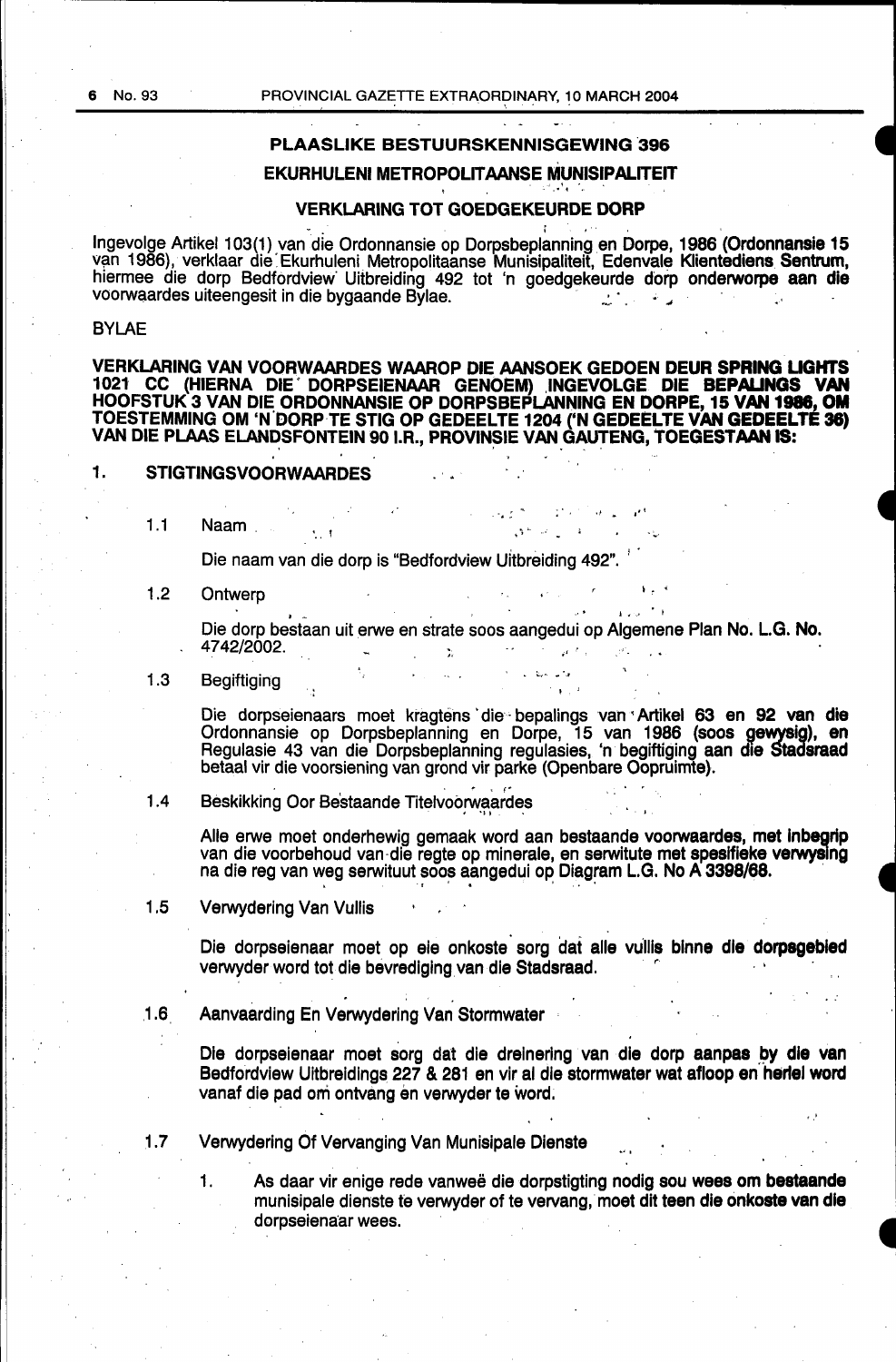## PLAASLIKE BESTUURSKENNISGEWING 396

## EKURHULENI METROPOLITAANSE MUNISIPALITEIT

### VERKLARING TOT GOEDGEKEURDE DORP

Ingevolge Artikel 103(1) van die Ordonnansie op Dorpsbeplanning en Dorpe, 1986 (Ordonnansie 15 van 1986), verklaar die Ekurhuleni Metropolitaanse Munisipaliteit, Edenvale Klientediens Sentrum, hiermee die dorp Bedfordview Uitbreiding 492 tot 'n goedgekeurde dorp onderworpe aan die voorwaardes uiteengesit in die bygaande Bylae.

BYLAE

**VERKLARING VAN VOORWAARDES WAAROP DIE AANSOEK GEDOEN DEUR SPRING LIGHTS 1021 CC (HIERNA DIE DORPSEIENAAR GENOEM) INGEVOLGE DIE BEPALINGS VAN HOOFSTUK 3 VAN DIE ORDONNANSIE OP DORPSBEPLANNING EN DORPE, 15 VAN 1986, OM TOESTEMMING OM 'N DORP TE STIG OP GEDEELTE 1204 ('N GEDEELTE VAN GEDEELTE 36) VAN DIE PLAAS ELANDSFONTEIN 90 I.R., PROVINSIE VAN GAUTENG, TOEGESTAAN IS:**

**1. STIGTINGSVOORWAARDES**

1.1 Naam

Die naam van die dorp is "Bedfordview Uitbreiding 492".

1.2 Ontwerp

Die dorp bestaan uit erwe en strate soos aangedui op Algemene Plan No. L.G. No. 4742/2002.

1.3 Begiftiging

Die dorpseienaars moet kragtens die bepalings van Artikel 63 en 92 van die Ordonnansie op Dorpsbeplanning en Dorpe, 15 van 1986 (soos gewysig), en Regulasie 43 van die Dorpsbeplanning regulasies, 'n begiftiging aan die Stadsraad betaal vir die voorsiening van grond vir parke (Openbare Oopruimte).

1.4 Beskikking Oor Bestaande Titelvoorwaardes

Alle erwe moet onderhewig gemaak word aan bestaande voorwaardes, met inbegrip van die voorbehoud van die regte op minerale, en serwitute met spesifieke verwysing na die reg van weg serwituut soos aangedui op Diagram L.G. No A 3398/68.

1.5 Verwydering Van Vullis

Die dorpseienaar moet op eie onkoste sorg dat alle vullis binne die dorpsgebied verwyder word tot die bevrediging van die Stadsraad.

1.6 Aanvaarding En Verwydering Van Stormwater

Die dorpseienaar moet sorg dat die dreinering van die dorp aanpas by die van Bedfordview Uitbreidings 227 & 281 en vir al die stormwater wat afloop en herlei word vanaf die pad om ontvang en verwyder te word.

1.7 Verwydering Of Vervanging Van Munisipale Dienste

1. As daar vir enige rede vanweë die dorpstigting nodig sou wees om bestaande munisipale dienste te verwyder of te vervang, moet dit teen die onkoste van die dorpseienaar wees.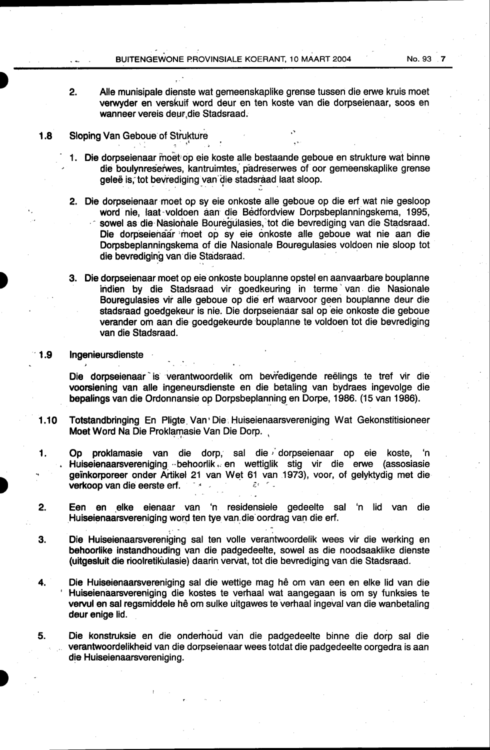2. Alle munisipale dienste wat gemeenskaplike grense tussen die erwe kruis moet verwyder en verskuif word deur en ten koste van die dorpseienaar, soos en wanneer vereis deur die Stadsraad.

**1.8 Sloping Van Geboue of Strukture**

1. Die dorpseienaar moet op eie koste alle bestaande geboue en strukture wat binne die boulynreserwes, kantruimtes, padreserwes of oor gemeenskaplike grense geleë is, tot bevrediging van die stadsraad laat sloop.

2. Die dorpseienaar moet op sy eie onkoste alle geboue op die erf wat nie gesloop word nie, laat voldoen aan die Bedfordview Dorpsbeplanningskema, 1995, sowel as die Nasionale Bouregulasies, tot die bevrediging van die Stadsraad. Die dorpseienaar moet op sy eie onkoste alle geboue wat nie aan die Dorpsbeplanningskema of die Nasionale Bouregulasies voldoen nie sloop tot die bevrediging van die Stadsraad.

3. Die dorpseienaar moet op eie onkoste bouplanne opstel en aanvaarbare bouplanne indien by die Stadsraad vir goedkeuring in terme van die Nasionale Bouregulasies vir alle geboue op die erf waarvoor geen bouplanne deur die stadsraad goedgekeur is nie. Die dorpseienaar sal op eie onkoste die geboue verander om aan die goedgekeurde bouplanne te voldoen tot die bevrediging van die Stadsraad.

**1.9 Ingenieursdienste**

Die dorpseienaar is verantwoordelik om bevredigende reëlings te tref vir die voorsiening van alle ingeneursdienste en die betaling van bydraes ingevolge die bepalings van die Ordonnansie op Dorpsbeplanning en Dorpe, 1986. (15 van 1986).

**1.10 Totstandbringing En Pligte Van Die Huiseienaarsvereniging Wat Gekonstitisioneer Moet Word Na Die Proklamasie Van Die Dorp.**

1. Op proklamasie van die dorp, sal die dorpseienaar op eie koste, 'n Huiseienaarsvereniging behoorlik en wettiglik stig vir die erwe (assosiasie geïnkorporeer onder Artikel 21 van Wet 61 van 1973), voor, of gelyktydig met die verkoop van die eerste erf.

2. Een en elke eienaar van 'n residensiele gedeelte sal 'n lid van die Huiseienaarsvereniging word ten tye van die oordrag van die erf.

3. Die Huiseienaarsvereniging sal ten volle verantwoordelik wees vir die werking en behoorlike instandhouding van die padgedeelte, sowel as die noodsaaklike dienste (uitgesluit die rioolretikulasie) daarin vervat, tot die bevrediging van die Stadsraad.

4. Die Huiseienaarsvereniging sal die wettige mag hê om van een en elke lid van die Huiseienaarsvereniging die kostes te verhaal wat aangegaan is om sy funksies te vervul en sal regsmiddele hê om sulke uitgawes te verhaal ingeval van die wanbetaling deur enige lid.

5. Die konstruksie en die onderhoud van die padgedeelte binne die dorp sal die verantwoordelikheid van die dorpseienaar wees totdat die padgedeelte oorgedra is aan die Huiseienaarsvereniging.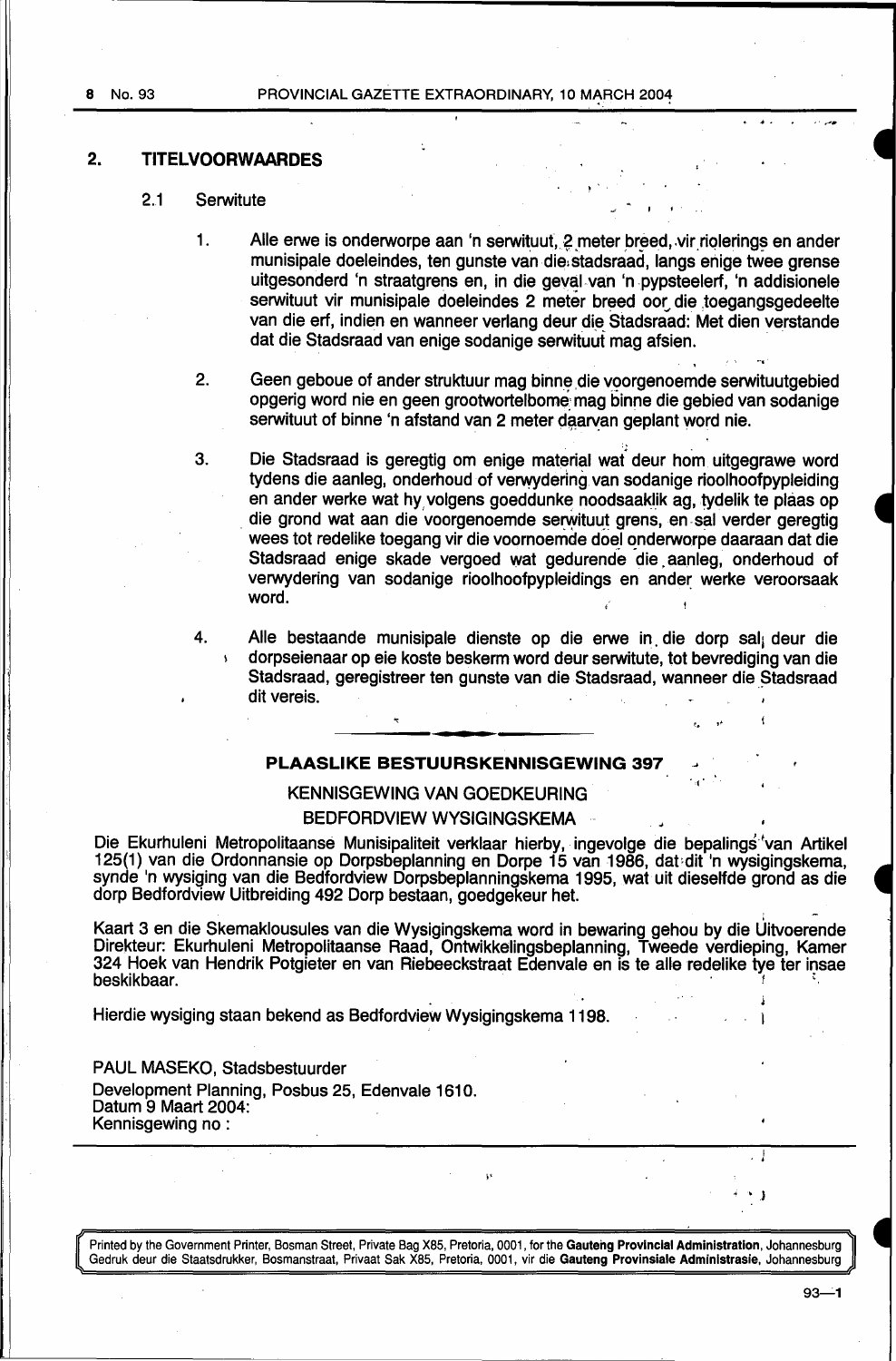## 2. TITELVOORWAARDES

### 2.1 Serwitute

1. Alle erwe is onderworpe aan 'n serwituut, 2 meter breed, vir riolerings en ander munisipale doeleindes, ten gunste van die stadsraad, langs enige twee grense uitgesonderd 'n straatgrens en, in die geval van 'n pypsteelerf, 'n addisionele serwituut vir munisipale doeleindes 2 meter breed oor die toegangsgedeelte van die erf, indien en wanneer verlang deur die Stadsraad: Met dien verstande dat die Stadsraad van enige sodanige serwituut mag afsien.

2. Geen geboue of ander struktuur mag binne die voorgenoemde serwituutgebied opgerig word nie en geen grootwortelbome mag binne die gebied van sodanige serwituut of binne 'n afstand van 2 meter daarvan geplant word nie.

3. Die Stadsraad is geregtig om enige material wat deur hom uitgegrawe word tydens die aanleg, onderhoud of verwydering van sodanige rioolhoofpypleiding en ander werke wat hy volgens goeddunke noodsaaklik ag, tydelik te plaas op die grond wat aan die voorgenoemde serwituut grens, en sal verder geregtig wees tot redelike toegang vir die voornoemde doel onderworpe daaraan dat die Stadsraad enige skade vergoed wat gedurende die aanleg, onderhoud of verwydering van sodanige rioolhoofpypleidings en ander werke veroorsaak word.

4. Alle bestaande munisipale dienste op die erwe in die dorp sal deur die dorpseienaar op eie koste beskerm word deur serwitute, tot bevrediging van die Stadsraad, geregistreer ten gunste van die Stadsraad, wanneer die Stadsraad dit vereis.

---

## PLAASLIKE BESTUURSKENNISGEWING 397

KENNISGEWING VAN GOEDKEURING

BEDFORDVIEW WYSIGINGSKEMA

Die Ekurhuleni Metropolitaanse Munisipaliteit verklaar hierby, ingevolge die bepalings van Artikel 125(1) van die Ordonnansie op Dorpsbeplanning en Dorpe 15 van 1986, dat dit 'n wysigingskema, synde 'n wysiging van die Bedfordview Dorpsbeplanningskema 1995, wat uit dieselfde grond as die dorp Bedfordview Uitbreiding 492 Dorp bestaan, goedgekeur het.

Kaart 3 en die Skemaklousules van die Wysigingskema word in bewaring gehou by die Uitvoerende Direkteur: Ekurhuleni Metropolitaanse Raad, Ontwikkelingsbeplanning, Tweede verdieping, Kamer 324 Hoek van Hendrik Potgieter en van Riebeeckstraat Edenvale en is te alle redelike tye ter insae beskikbaar.

Hierdie wysiging staan bekend as Bedfordview Wysigingskema 1198.

PAUL MASEKO, Stadsbestuurder
Development Planning, Posbus 25, Edenvale 1610.
Datum 9 Maart 2004:
Kennisgewing no :

---

Printed by the Government Printer, Bosman Street, Private Bag X85, Pretoria, 0001, for the **Gauteng Provincial Administration**, Johannesburg
Gedruk deur die Staatsdrukker, Bosmanstraat, Privaat Sak X85, Pretoria, 0001, vir die **Gauteng Provinsiale Administrasie**, Johannesburg